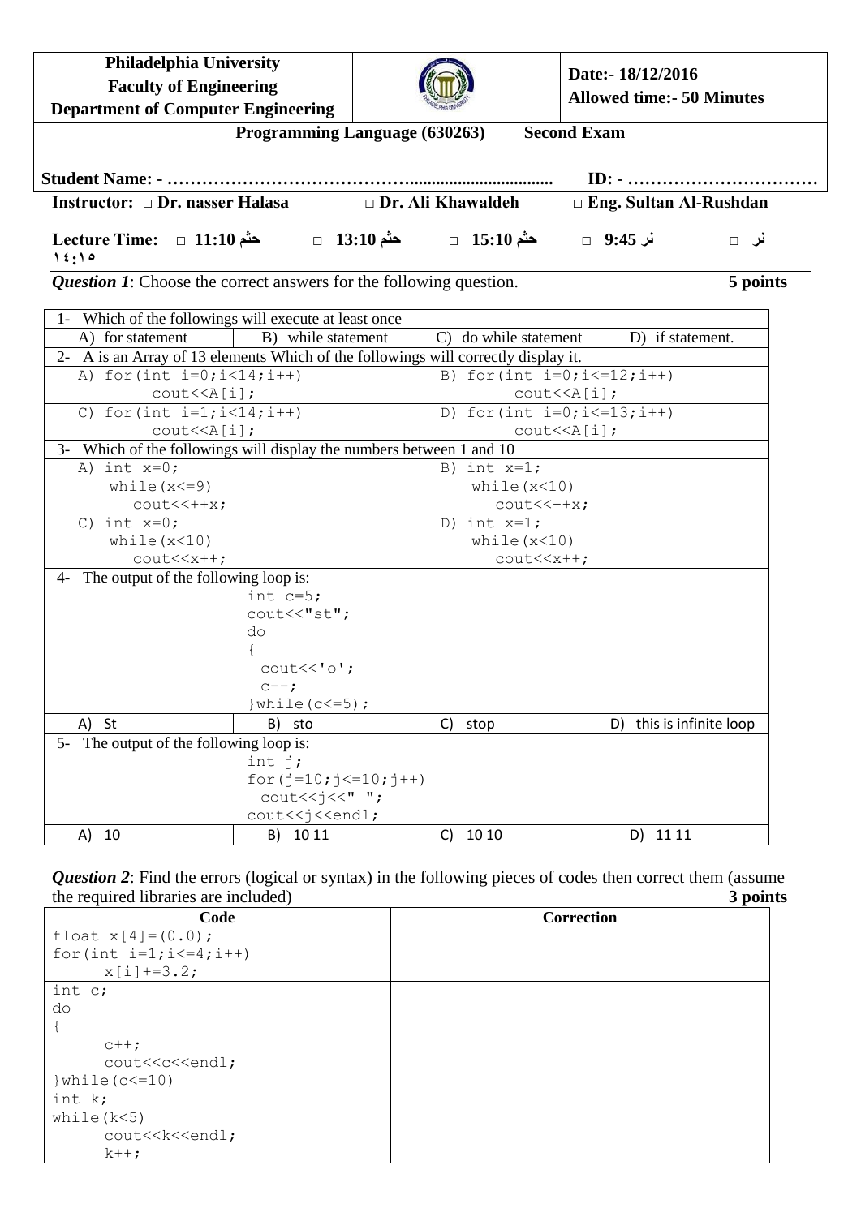| Philadelphia University<br>Faculty of Engineering<br>Department of Computer Engineering | | Date:- 18/12/2016<br>Allowed time:- 50 Minutes |
|---|---|---|

**Programming Language (630263) Second Exam**

**Student Name: - ………………………………….................................. ID: - ……………………………**

**Instructor: □ Dr. nasser Halasa □ Dr. Ali Khawaldeh □ Eng. Sultan Al-Rushdan**

**Lecture Time: □ 11:10 حثم □ 13:10 حثم □ 15:10 حثم □ 9:45 نر □ نر ١٤:١٥**

***Question 1***: Choose the correct answers for the following question. **5 points**

| | | | |
|---|---|---|---|
| 1- Which of the followings will execute at least once | | | |
| A) for statement | B) while statement | C) do while statement | D) if statement. |
| 2- A is an Array of 13 elements Which of the followings will correctly display it. | | | |
| A) `for(int i=0;i<14;i++)`<br>`cout<<A[i];` | | B) `for(int i=0;i<=12;i++)`<br>`cout<<A[i];` | |
| C) `for(int i=1;i<14;i++)`<br>`cout<<A[i];` | | D) `for(int i=0;i<=13;i++)`<br>`cout<<A[i];` | |
| 3- Which of the followings will display the numbers between 1 and 10 | | | |
| A) `int x=0;`<br>`while(x<=9)`<br>`cout<<++x;` | | B) `int x=1;`<br>`while(x<10)`<br>`cout<<++x;` | |
| C) `int x=0;`<br>`while(x<10)`<br>`cout<<x++;` | | D) `int x=1;`<br>`while(x<10)`<br>`cout<<x++;` | |
| 4- The output of the following loop is:<br>`int c=5;`<br>`cout<<"st";`<br>`do`<br>`{`<br>`cout<<'o';`<br>`c--;`<br>`}while(c<=5);` | | | |
| A) St | B) sto | C) stop | D) this is infinite loop |
| 5- The output of the following loop is:<br>`int j;`<br>`for(j=10;j<=10;j++)`<br>`cout<<j<<" ";`<br>`cout<<j<<endl;` | | | |
| A) 10 | B) 10 11 | C) 10 10 | D) 11 11 |

***Question 2***: Find the errors (logical or syntax) in the following pieces of codes then correct them (assume the required libraries are included) **3 points**

| Code | Correction |
|---|---|
| `float x[4]=(0.0);`<br>`for(int i=1;i<=4;i++)`<br>`x[i]+=3.2;` | |
| `int c;`<br>`do`<br>`{`<br>`c++;`<br>`cout<<c<<endl;`<br>`}while(c<=10)` | |
| `int k;`<br>`while(k<5)`<br>`cout<<k<<endl;`<br>`k++;` | |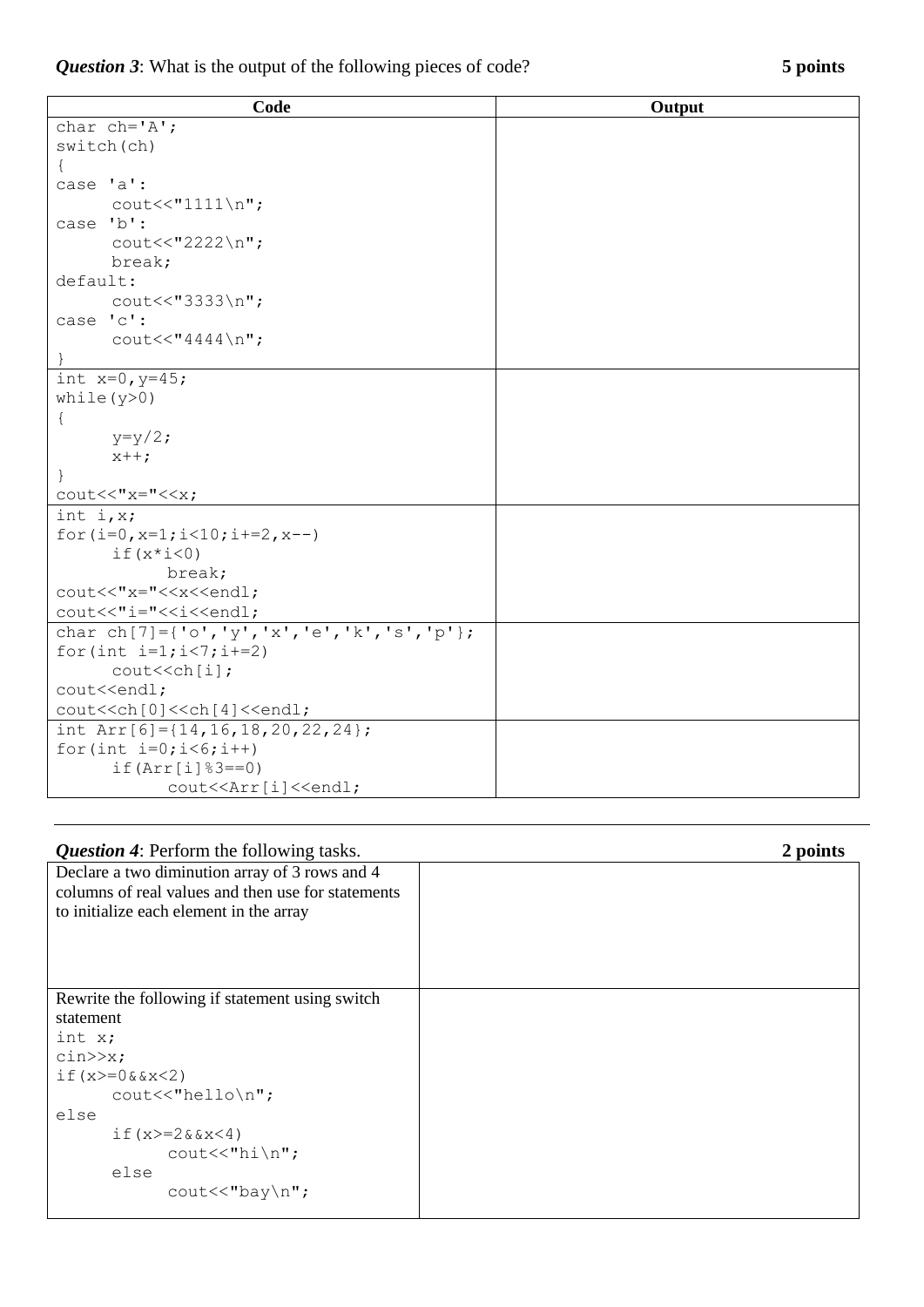***Question 3***: What is the output of the following pieces of code? **5 points**

| Code | Output |
|---|---|
| <pre>char ch='A';<br>switch(ch)<br>{<br>case 'a':<br>      cout<<"1111\n";<br>case 'b':<br>      cout<<"2222\n";<br>      break;<br>default:<br>      cout<<"3333\n";<br>case 'c':<br>      cout<<"4444\n";<br>}</pre> | |
| <pre>int x=0,y=45;<br>while(y>0)<br>{<br>      y=y/2;<br>      x++;<br>}<br>cout<<"x="<<x;</pre> | |
| <pre>int i,x;<br>for(i=0,x=1;i<10;i+=2,x--)<br>      if(x*i<0)<br>            break;<br>cout<<"x="<<x<<endl;<br>cout<<"i="<<i<<endl;</pre> | |
| <pre>char ch[7]={'o','y','x','e','k','s','p'};<br>for(int i=1;i<7;i+=2)<br>      cout<<ch[i];<br>cout<<endl;<br>cout<<ch[0]<<ch[4]<<endl;</pre> | |
| <pre>int Arr[6]={14,16,18,20,22,24};<br>for(int i=0;i<6;i++)<br>      if(Arr[i]%3==0)<br>            cout<<Arr[i]<<endl;</pre> | |

---

***Question 4***: Perform the following tasks. **2 points**

| Task | Answer |
|---|---|
| Declare a two diminution array of 3 rows and 4 columns of real values and then use for statements to initialize each element in the array | |
| Rewrite the following if statement using switch statement<br><pre>int x;<br>cin>>x;<br>if(x>=0&&x<2)<br>      cout<<"hello\n";<br>else<br>      if(x>=2&&x<4)<br>            cout<<"hi\n";<br>      else<br>            cout<<"bay\n";</pre> | |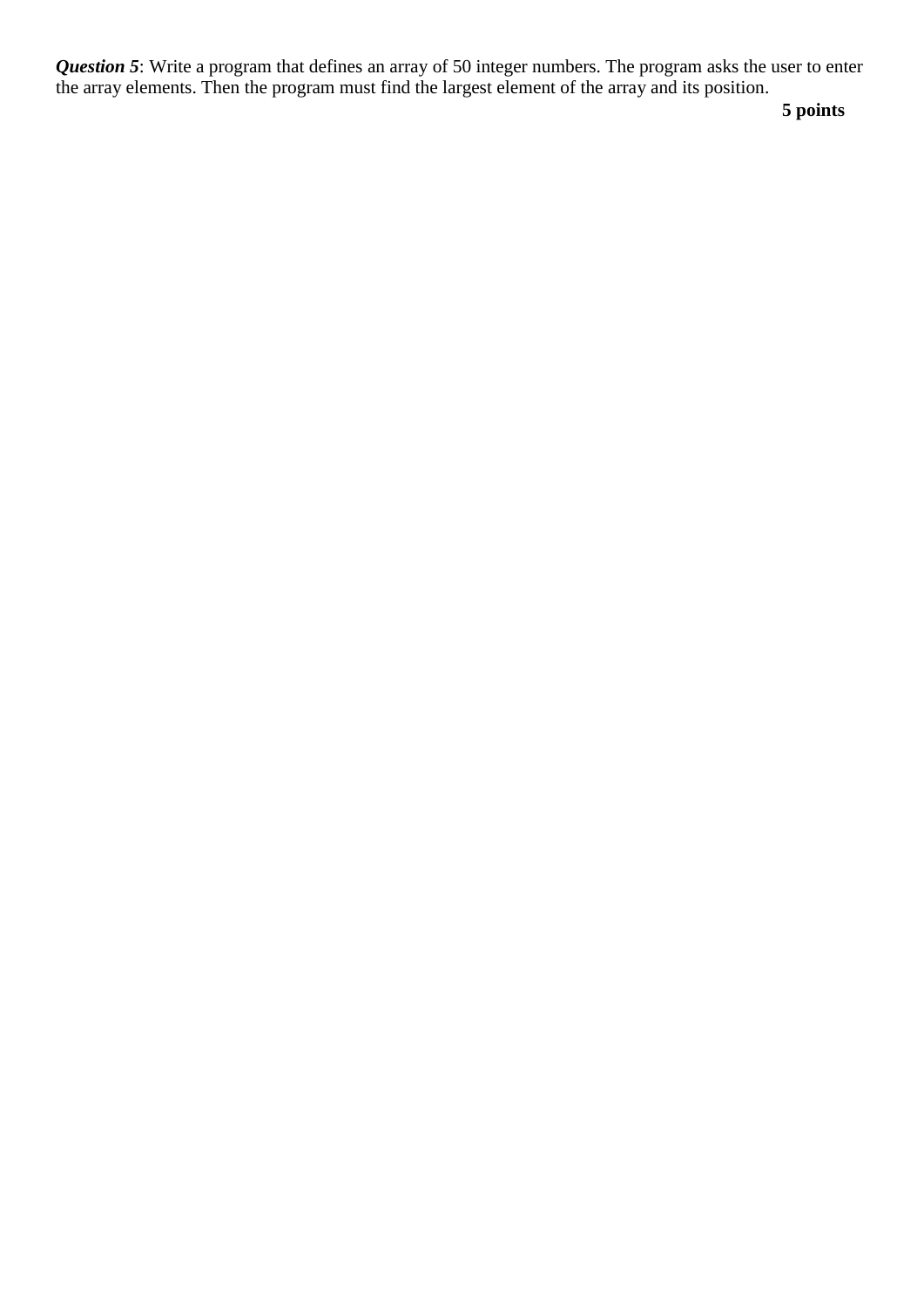***Question 5***: Write a program that defines an array of 50 integer numbers. The program asks the user to enter the array elements. Then the program must find the largest element of the array and its position.

**5 points**